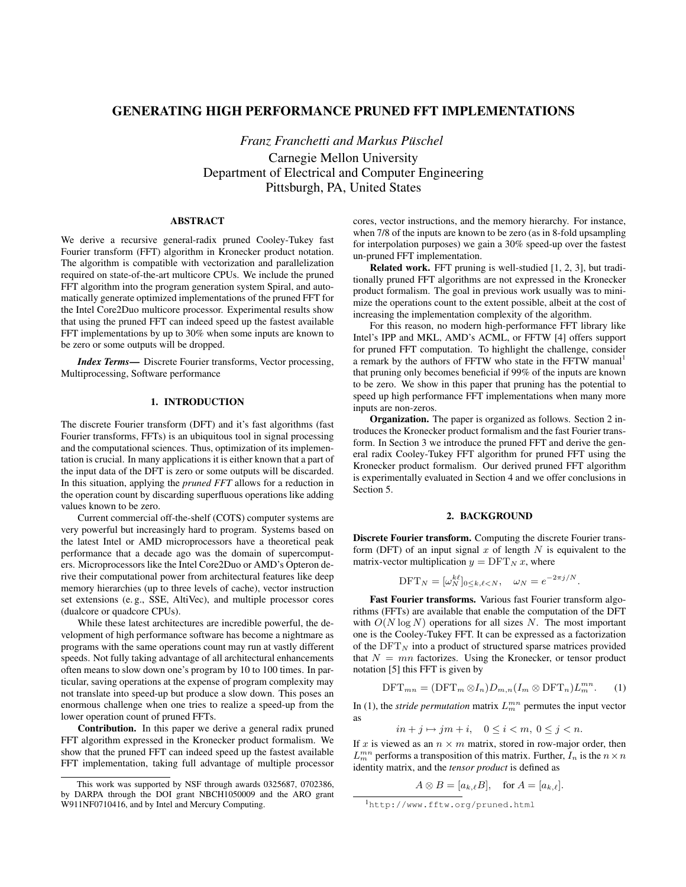# GENERATING HIGH PERFORMANCE PRUNED FFT IMPLEMENTATIONS

*Franz Franchetti and Markus Püschel*

Carnegie Mellon University
Department of Electrical and Computer Engineering
Pittsburgh, PA, United States

## ABSTRACT

We derive a recursive general-radix pruned Cooley-Tukey fast Fourier transform (FFT) algorithm in Kronecker product notation. The algorithm is compatible with vectorization and parallelization required on state-of-the-art multicore CPUs. We include the pruned FFT algorithm into the program generation system Spiral, and automatically generate optimized implementations of the pruned FFT for the Intel Core2Duo multicore processor. Experimental results show that using the pruned FFT can indeed speed up the fastest available FFT implementations by up to 30% when some inputs are known to be zero or some outputs will be dropped.

***Index Terms*—** Discrete Fourier transforms, Vector processing, Multiprocessing, Software performance

## 1. INTRODUCTION

The discrete Fourier transform (DFT) and it's fast algorithms (fast Fourier transforms, FFTs) is an ubiquitous tool in signal processing and the computational sciences. Thus, optimization of its implementation is crucial. In many applications it is either known that a part of the input data of the DFT is zero or some outputs will be discarded. In this situation, applying the *pruned FFT* allows for a reduction in the operation count by discarding superfluous operations like adding values known to be zero.

Current commercial off-the-shelf (COTS) computer systems are very powerful but increasingly hard to program. Systems based on the latest Intel or AMD microprocessors have a theoretical peak performance that a decade ago was the domain of supercomputers. Microprocessors like the Intel Core2Duo or AMD's Opteron derive their computational power from architectural features like deep memory hierarchies (up to three levels of cache), vector instruction set extensions (e. g., SSE, AltiVec), and multiple processor cores (dualcore or quadcore CPUs).

While these latest architectures are incredible powerful, the development of high performance software has become a nightmare as programs with the same operations count may run at vastly different speeds. Not fully taking advantage of all architectural enhancements often means to slow down one's program by 10 to 100 times. In particular, saving operations at the expense of program complexity may not translate into speed-up but produce a slow down. This poses an enormous challenge when one tries to realize a speed-up from the lower operation count of pruned FFTs.

**Contribution.** In this paper we derive a general radix pruned FFT algorithm expressed in the Kronecker product formalism. We show that the pruned FFT can indeed speed up the fastest available FFT implementation, taking full advantage of multiple processor cores, vector instructions, and the memory hierarchy. For instance, when 7/8 of the inputs are known to be zero (as in 8-fold upsampling for interpolation purposes) we gain a 30% speed-up over the fastest un-pruned FFT implementation.

**Related work.** FFT pruning is well-studied [1, 2, 3], but traditionally pruned FFT algorithms are not expressed in the Kronecker product formalism. The goal in previous work usually was to minimize the operations count to the extent possible, albeit at the cost of increasing the implementation complexity of the algorithm.

For this reason, no modern high-performance FFT library like Intel's IPP and MKL, AMD's ACML, or FFTW [4] offers support for pruned FFT computation. To highlight the challenge, consider a remark by the authors of FFTW who state in the FFTW manual[1] that pruning only becomes beneficial if 99% of the inputs are known to be zero. We show in this paper that pruning has the potential to speed up high performance FFT implementations when many more inputs are non-zeros.

**Organization.** The paper is organized as follows. Section 2 introduces the Kronecker product formalism and the fast Fourier transform. In Section 3 we introduce the pruned FFT and derive the general radix Cooley-Tukey FFT algorithm for pruned FFT using the Kronecker product formalism. Our derived pruned FFT algorithm is experimentally evaluated in Section 4 and we offer conclusions in Section 5.

## 2. BACKGROUND

**Discrete Fourier transform.** Computing the discrete Fourier transform (DFT) of an input signal $x$ of length $N$ is equivalent to the matrix-vector multiplication $y = \mathrm{DFT}_N\, x$, where

$$\mathrm{DFT}_N = [\omega_N^{k\ell}]_{0 \le k,\ell < N}, \quad \omega_N = e^{-2\pi j/N}.$$

**Fast Fourier transforms.** Various fast Fourier transform algorithms (FFTs) are available that enable the computation of the DFT with $O(N \log N)$ operations for all sizes $N$. The most important one is the Cooley-Tukey FFT. It can be expressed as a factorization of the $\mathrm{DFT}_N$ into a product of structured sparse matrices provided that $N = mn$ factorizes. Using the Kronecker, or tensor product notation [5] this FFT is given by

$$\mathrm{DFT}_{mn} = (\mathrm{DFT}_m \otimes I_n) D_{m,n} (I_m \otimes \mathrm{DFT}_n) L_m^{mn}. \quad (1)$$

In (1), the *stride permutation* matrix $L_m^{mn}$ permutes the input vector as

$$in + j \mapsto jm + i, \quad 0 \le i < m,\ 0 \le j < n.$$

If $x$ is viewed as an $n \times m$ matrix, stored in row-major order, then $L_m^{mn}$ performs a transposition of this matrix. Further, $I_n$ is the $n \times n$ identity matrix, and the *tensor product* is defined as

$$A \otimes B = [a_{k,\ell} B], \quad \text{for } A = [a_{k,\ell}].$$

---

This work was supported by NSF through awards 0325687, 0702386, by DARPA through the DOI grant NBCH1050009 and the ARO grant W911NF0710416, and by Intel and Mercury Computing.

[1] http://www.fftw.org/pruned.html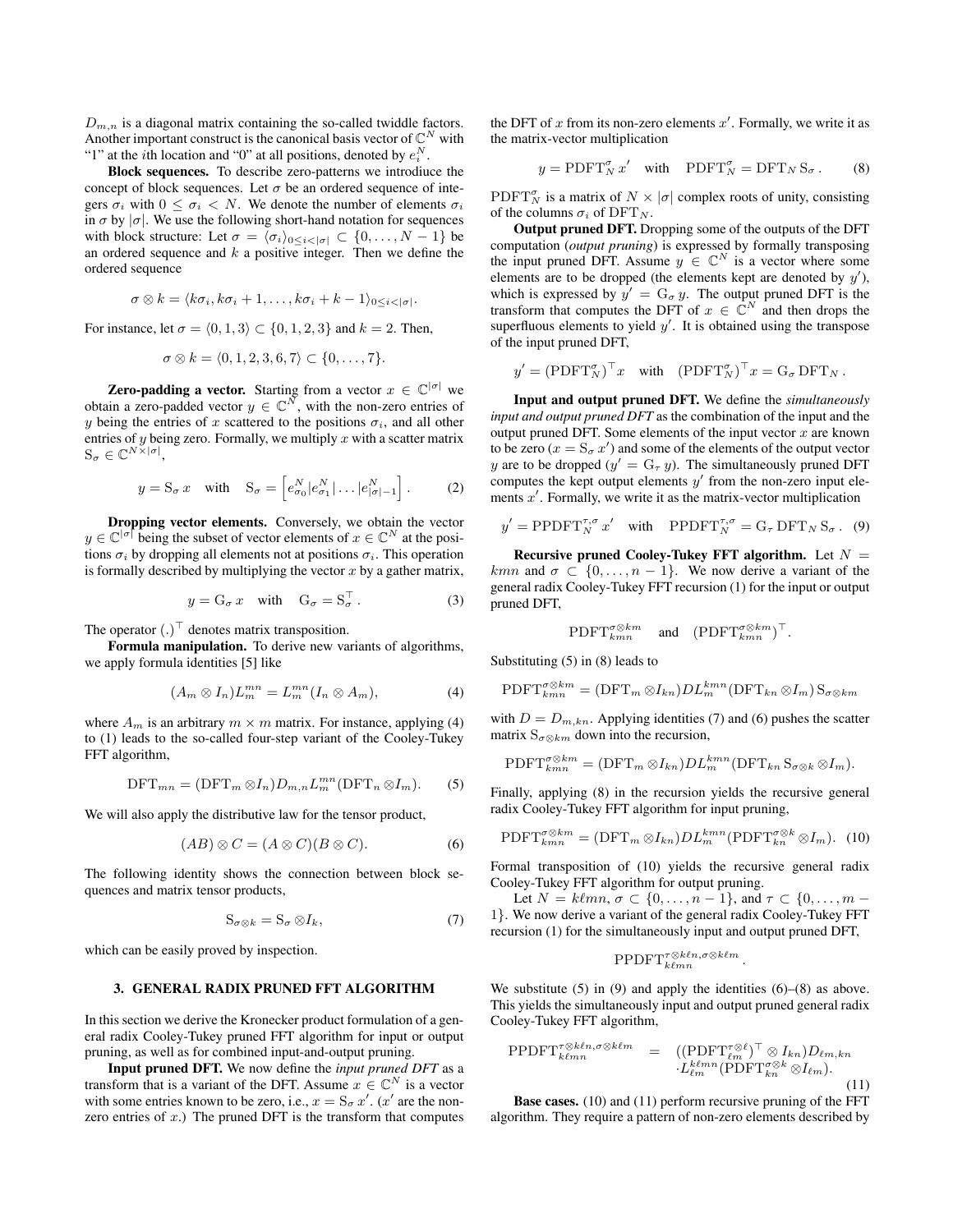$D_{m,n}$ is a diagonal matrix containing the so-called twiddle factors. Another important construct is the canonical basis vector of $\mathbb{C}^N$ with "1" at the $i$th location and "0" at all positions, denoted by $e_i^N$.

**Block sequences.** To describe zero-patterns we introdiuce the concept of block sequences. Let $\sigma$ be an ordered sequence of integers $\sigma_i$ with $0 \leq \sigma_i < N$. We denote the number of elements $\sigma_i$ in $\sigma$ by $|\sigma|$. We use the following short-hand notation for sequences with block structure: Let $\sigma = \langle \sigma_i \rangle_{0 \leq i < |\sigma|} \subset \{0, \ldots, N-1\}$ be an ordered sequence and $k$ a positive integer. Then we define the ordered sequence

$$\sigma \otimes k = \langle k\sigma_i, k\sigma_i + 1, \ldots, k\sigma_i + k - 1 \rangle_{0 \leq i < |\sigma|}.$$

For instance, let $\sigma = \langle 0, 1, 3 \rangle \subset \{0, 1, 2, 3\}$ and $k = 2$. Then,

$$\sigma \otimes k = \langle 0, 1, 2, 3, 6, 7 \rangle \subset \{0, \ldots, 7\}.$$

**Zero-padding a vector.** Starting from a vector $x \in \mathbb{C}^{|\sigma|}$ we obtain a zero-padded vector $y \in \mathbb{C}^N$, with the non-zero entries of $y$ being the entries of $x$ scattered to the positions $\sigma_i$, and all other entries of $y$ being zero. Formally, we multiply $x$ with a scatter matrix $\mathrm{S}_\sigma \in \mathbb{C}^{N \times |\sigma|}$,

$$y = \mathrm{S}_\sigma\, x \quad \text{with} \quad \mathrm{S}_\sigma = \left[ e_{\sigma_0}^N | e_{\sigma_1}^N | \ldots | e_{|\sigma|-1}^N \right]. \qquad (2)$$

**Dropping vector elements.** Conversely, we obtain the vector $y \in \mathbb{C}^{|\sigma|}$ being the subset of vector elements of $x \in \mathbb{C}^N$ at the positions $\sigma_i$ by dropping all elements not at positions $\sigma_i$. This operation is formally described by multiplying the vector $x$ by a gather matrix,

$$y = \mathrm{G}_\sigma\, x \quad \text{with} \quad \mathrm{G}_\sigma = \mathrm{S}_\sigma^\top. \qquad (3)$$

The operator $(.)^\top$ denotes matrix transposition.

**Formula manipulation.** To derive new variants of algorithms, we apply formula identities [5] like

$$(A_m \otimes I_n) L_m^{mn} = L_m^{mn} (I_n \otimes A_m), \qquad (4)$$

where $A_m$ is an arbitrary $m \times m$ matrix. For instance, applying (4) to (1) leads to the so-called four-step variant of the Cooley-Tukey FFT algorithm,

$$\mathrm{DFT}_{mn} = (\mathrm{DFT}_m \otimes I_n) D_{m,n} L_m^{mn} (\mathrm{DFT}_n \otimes I_m). \qquad (5)$$

We will also apply the distributive law for the tensor product,

$$(AB) \otimes C = (A \otimes C)(B \otimes C). \qquad (6)$$

The following identity shows the connection between block sequences and matrix tensor products,

$$\mathrm{S}_{\sigma \otimes k} = \mathrm{S}_\sigma \otimes I_k, \qquad (7)$$

which can be easily proved by inspection.

## 3. GENERAL RADIX PRUNED FFT ALGORITHM

In this section we derive the Kronecker product formulation of a general radix Cooley-Tukey pruned FFT algorithm for input or output pruning, as well as for combined input-and-output pruning.

**Input pruned DFT.** We now define the *input pruned DFT* as a transform that is a variant of the DFT. Assume $x \in \mathbb{C}^N$ is a vector with some entries known to be zero, i.e., $x = \mathrm{S}_\sigma\, x'$. ($x'$ are the non-zero entries of $x$.) The pruned DFT is the transform that computes the DFT of $x$ from its non-zero elements $x'$. Formally, we write it as the matrix-vector multiplication

$$y = \mathrm{PDFT}_N^\sigma\, x' \quad \text{with} \quad \mathrm{PDFT}_N^\sigma = \mathrm{DFT}_N\, \mathrm{S}_\sigma. \qquad (8)$$

$\mathrm{PDFT}_N^\sigma$ is a matrix of $N \times |\sigma|$ complex roots of unity, consisting of the columns $\sigma_i$ of $\mathrm{DFT}_N$.

**Output pruned DFT.** Dropping some of the outputs of the DFT computation (*output pruning*) is expressed by formally transposing the input pruned DFT. Assume $y \in \mathbb{C}^N$ is a vector where some elements are to be dropped (the elements kept are denoted by $y'$), which is expressed by $y' = \mathrm{G}_\sigma\, y$. The output pruned DFT is the transform that computes the DFT of $x \in \mathbb{C}^N$ and then drops the superfluous elements to yield $y'$. It is obtained using the transpose of the input pruned DFT,

$$y' = (\mathrm{PDFT}_N^\sigma)^\top x \quad \text{with} \quad (\mathrm{PDFT}_N^\sigma)^\top x = \mathrm{G}_\sigma\, \mathrm{DFT}_N.$$

**Input and output pruned DFT.** We define the *simultaneously input and output pruned DFT* as the combination of the input and the output pruned DFT. Some elements of the input vector $x$ are known to be zero ($x = \mathrm{S}_\sigma\, x'$) and some of the elements of the output vector $y$ are to be dropped ($y' = \mathrm{G}_\tau\, y$). The simultaneously pruned DFT computes the kept output elements $y'$ from the non-zero input elements $x'$. Formally, we write it as the matrix-vector multiplication

$$y' = \mathrm{PPDFT}_N^{\tau,\sigma}\, x' \quad \text{with} \quad \mathrm{PPDFT}_N^{\tau,\sigma} = \mathrm{G}_\tau\, \mathrm{DFT}_N\, \mathrm{S}_\sigma. \quad (9)$$

**Recursive pruned Cooley-Tukey FFT algorithm.** Let $N = kmn$ and $\sigma \subset \{0, \ldots, n-1\}$. We now derive a variant of the general radix Cooley-Tukey FFT recursion (1) for the input or output pruned DFT,

$$\mathrm{PDFT}_{kmn}^{\sigma \otimes km} \quad \text{and} \quad (\mathrm{PDFT}_{kmn}^{\sigma \otimes km})^\top.$$

Substituting (5) in (8) leads to

$$\mathrm{PDFT}_{kmn}^{\sigma \otimes km} = (\mathrm{DFT}_m \otimes I_{kn}) D L_m^{kmn} (\mathrm{DFT}_{kn} \otimes I_m)\, \mathrm{S}_{\sigma \otimes km}$$

with $D = D_{m,kn}$. Applying identities (7) and (6) pushes the scatter matrix $\mathrm{S}_{\sigma \otimes km}$ down into the recursion,

$$\mathrm{PDFT}_{kmn}^{\sigma \otimes km} = (\mathrm{DFT}_m \otimes I_{kn}) D L_m^{kmn} (\mathrm{DFT}_{kn}\, \mathrm{S}_{\sigma \otimes k} \otimes I_m).$$

Finally, applying (8) in the recursion yields the recursive general radix Cooley-Tukey FFT algorithm for input pruning,

$$\mathrm{PDFT}_{kmn}^{\sigma \otimes km} = (\mathrm{DFT}_m \otimes I_{kn}) D L_m^{kmn} (\mathrm{PDFT}_{kn}^{\sigma \otimes k} \otimes I_m). \quad (10)$$

Formal transposition of (10) yields the recursive general radix Cooley-Tukey FFT algorithm for output pruning.

Let $N = k\ell mn$, $\sigma \subset \{0, \ldots, n-1\}$, and $\tau \subset \{0, \ldots, m-1\}$. We now derive a variant of the general radix Cooley-Tukey FFT recursion (1) for the simultaneously input and output pruned DFT,

$$\mathrm{PPDFT}_{k\ell mn}^{\tau \otimes k\ell n, \sigma \otimes k\ell m}.$$

We substitute (5) in (9) and apply the identities (6)–(8) as above. This yields the simultaneously input and output pruned general radix Cooley-Tukey FFT algorithm,

$$\begin{aligned} \mathrm{PPDFT}_{k\ell mn}^{\tau \otimes k\ell n, \sigma \otimes k\ell m} \quad = \quad & ((\mathrm{PDFT}_{\ell m}^{\tau \otimes \ell})^\top \otimes I_{kn}) D_{\ell m, kn} \\ & \cdot L_{\ell m}^{k\ell mn} (\mathrm{PDFT}_{kn}^{\sigma \otimes k} \otimes I_{\ell m}). \end{aligned} \qquad (11)$$

**Base cases.** (10) and (11) perform recursive pruning of the FFT algorithm. They require a pattern of non-zero elements described by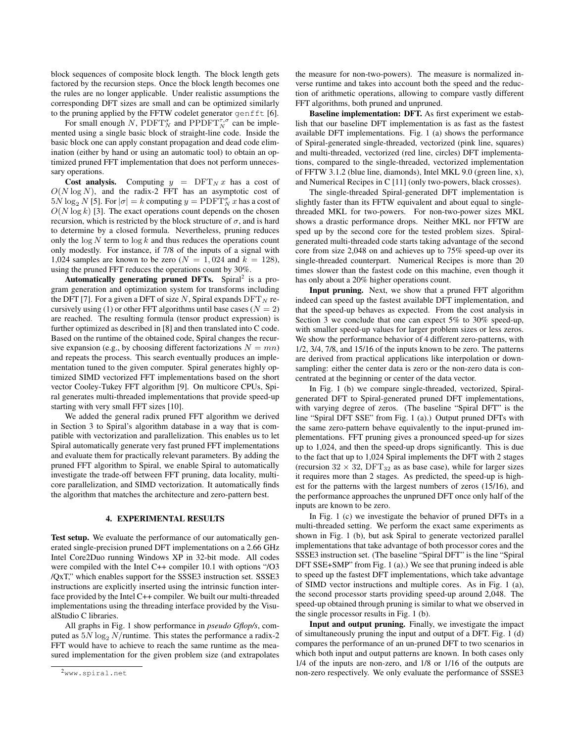block sequences of composite block length. The block length gets factored by the recursion steps. Once the block length becomes one the rules are no longer applicable. Under realistic assumptions the corresponding DFT sizes are small and can be optimized similarly to the pruning applied by the FFTW codelet generator `genfft` [6].

For small enough $N$, $\mathrm{PDFT}_N^{\sigma}$ and $\mathrm{PPDFT}_N^{\tau,\sigma}$ can be implemented using a single basic block of straight-line code. Inside the basic block one can apply constant propagation and dead code elimination (either by hand or using an automatic tool) to obtain an optimized pruned FFT implementation that does not perform unnecessary operations.

**Cost analysis.** Computing $y = \mathrm{DFT}_N\, x$ has a cost of $O(N \log N)$, and the radix-2 FFT has an asymptotic cost of $5N \log_2 N$ [5]. For $|\sigma| = k$ computing $y = \mathrm{PDFT}_N^{\sigma}\, x$ has a cost of $O(N \log k)$ [3]. The exact operations count depends on the chosen recursion, which is restricted by the block structure of $\sigma$, and is hard to determine by a closed formula. Nevertheless, pruning reduces only the $\log N$ term to $\log k$ and thus reduces the operations count only modestly. For instance, if 7/8 of the inputs of a signal with 1,024 samples are known to be zero ($N = 1,024$ and $k = 128$), using the pruned FFT reduces the operations count by 30%.

**Automatically generating pruned DFTs.** Spiral[2] is a program generation and optimization system for transforms including the DFT [7]. For a given a DFT of size $N$, Spiral expands $\mathrm{DFT}_N$ recursively using (1) or other FFT algorithms until base cases ($N = 2$) are reached. The resulting formula (tensor product expression) is further optimized as described in [8] and then translated into C code. Based on the runtime of the obtained code, Spiral changes the recursive expansion (e.g., by choosing different factorizations $N = mn$) and repeats the process. This search eventually produces an implementation tuned to the given computer. Spiral generates highly optimized SIMD vectorized FFT implementations based on the short vector Cooley-Tukey FFT algorithm [9]. On multicore CPUs, Spiral generates multi-threaded implementations that provide speed-up starting with very small FFT sizes [10].

We added the general radix pruned FFT algorithm we derived in Section 3 to Spiral's algorithm database in a way that is compatible with vectorization and parallelization. This enables us to let Spiral automatically generate very fast pruned FFT implementations and evaluate them for practically relevant parameters. By adding the pruned FFT algorithm to Spiral, we enable Spiral to automatically investigate the trade-off between FFT pruning, data locality, multicore parallelization, and SIMD vectorization. It automatically finds the algorithm that matches the architecture and zero-pattern best.

## 4. EXPERIMENTAL RESULTS

**Test setup.** We evaluate the performance of our automatically generated single-precision pruned DFT implementations on a 2.66 GHz Intel Core2Duo running Windows XP in 32-bit mode. All codes were compiled with the Intel C++ compiler 10.1 with options "/O3 /QxT," which enables support for the SSSE3 instruction set. SSSE3 instructions are explicitly inserted using the intrinsic function interface provided by the Intel C++ compiler. We built our multi-threaded implementations using the threading interface provided by the VisualStudio C libraries.

All graphs in Fig. 1 show performance in *pseudo Gflop/s*, computed as $5N \log_2 N/\text{runtime}$. This states the performance a radix-2 FFT would have to achieve to reach the same runtime as the measured implementation for the given problem size (and extrapolates the measure for non-two-powers). The measure is normalized inverse runtime and takes into account both the speed and the reduction of arithmetic operations, allowing to compare vastly different FFT algorithms, both pruned and unpruned.

**Baseline implementation: DFT.** As first experiment we establish that our baseline DFT implementation is as fast as the fastest available DFT implementations. Fig. 1 (a) shows the performance of Spiral-generated single-threaded, vectorized (pink line, squares) and multi-threaded, vectorized (red line, circles) DFT implementations, compared to the single-threaded, vectorized implementation of FFTW 3.1.2 (blue line, diamonds), Intel MKL 9.0 (green line, x), and Numerical Recipes in C [11] (only two-powers, black crosses).

The single-threaded Spiral-generated DFT implementation is slightly faster than its FFTW equivalent and about equal to single-threaded MKL for two-powers. For non-two-power sizes MKL shows a drastic performance drops. Neither MKL nor FFTW are sped up by the second core for the tested problem sizes. Spiral-generated multi-threaded code starts taking advantage of the second core from size 2,048 on and achieves up to 75% speed-up over its single-threaded counterpart. Numerical Recipes is more than 20 times slower than the fastest code on this machine, even though it has only about a 20% higher operations count.

**Input pruning.** Next, we show that a pruned FFT algorithm indeed can speed up the fastest available DFT implementation, and that the speed-up behaves as expected. From the cost analysis in Section 3 we conclude that one can expect 5% to 30% speed-up, with smaller speed-up values for larger problem sizes or less zeros. We show the performance behavior of 4 different zero-patterns, with 1/2, 3/4, 7/8, and 15/16 of the inputs known to be zero. The patterns are derived from practical applications like interpolation or downsampling: either the center data is zero or the non-zero data is concentrated at the beginning or center of the data vector.

In Fig. 1 (b) we compare single-threaded, vectorized, Spiral-generated DFT to Spiral-generated pruned DFT implementations, with varying degree of zeros. (The baseline "Spiral DFT" is the line "Spiral DFT SSE" from Fig. 1 (a).) Output pruned DFTs with the same zero-pattern behave equivalently to the input-pruned implementations. FFT pruning gives a pronounced speed-up for sizes up to 1,024, and then the speed-up drops significantly. This is due to the fact that up to 1,024 Spiral implements the DFT with 2 stages (recursion $32 \times 32$, $\mathrm{DFT}_{32}$ as as base case), while for larger sizes it requires more than 2 stages. As predicted, the speed-up is highest for the patterns with the largest numbers of zeros (15/16), and the performance approaches the unpruned DFT once only half of the inputs are known to be zero.

In Fig. 1 (c) we investigate the behavior of pruned DFTs in a multi-threaded setting. We perform the exact same experiments as shown in Fig. 1 (b), but ask Spiral to generate vectorized parallel implementations that take advantage of both processor cores and the SSSE3 instruction set. (The baseline "Spiral DFT" is the line "Spiral DFT SSE+SMP" from Fig. 1 (a).) We see that pruning indeed is able to speed up the fastest DFT implementations, which take advantage of SIMD vector instructions and multiple cores. As in Fig. 1 (a), the second processor starts providing speed-up around 2,048. The speed-up obtained through pruning is similar to what we observed in the single processor results in Fig. 1 (b).

**Input and output pruning.** Finally, we investigate the impact of simultaneously pruning the input and output of a DFT. Fig. 1 (d) compares the performance of an un-pruned DFT to two scenarios in which both input and output patterns are known. In both cases only 1/4 of the inputs are non-zero, and 1/8 or 1/16 of the outputs are non-zero respectively. We only evaluate the performance of SSSE3

[2] www.spiral.net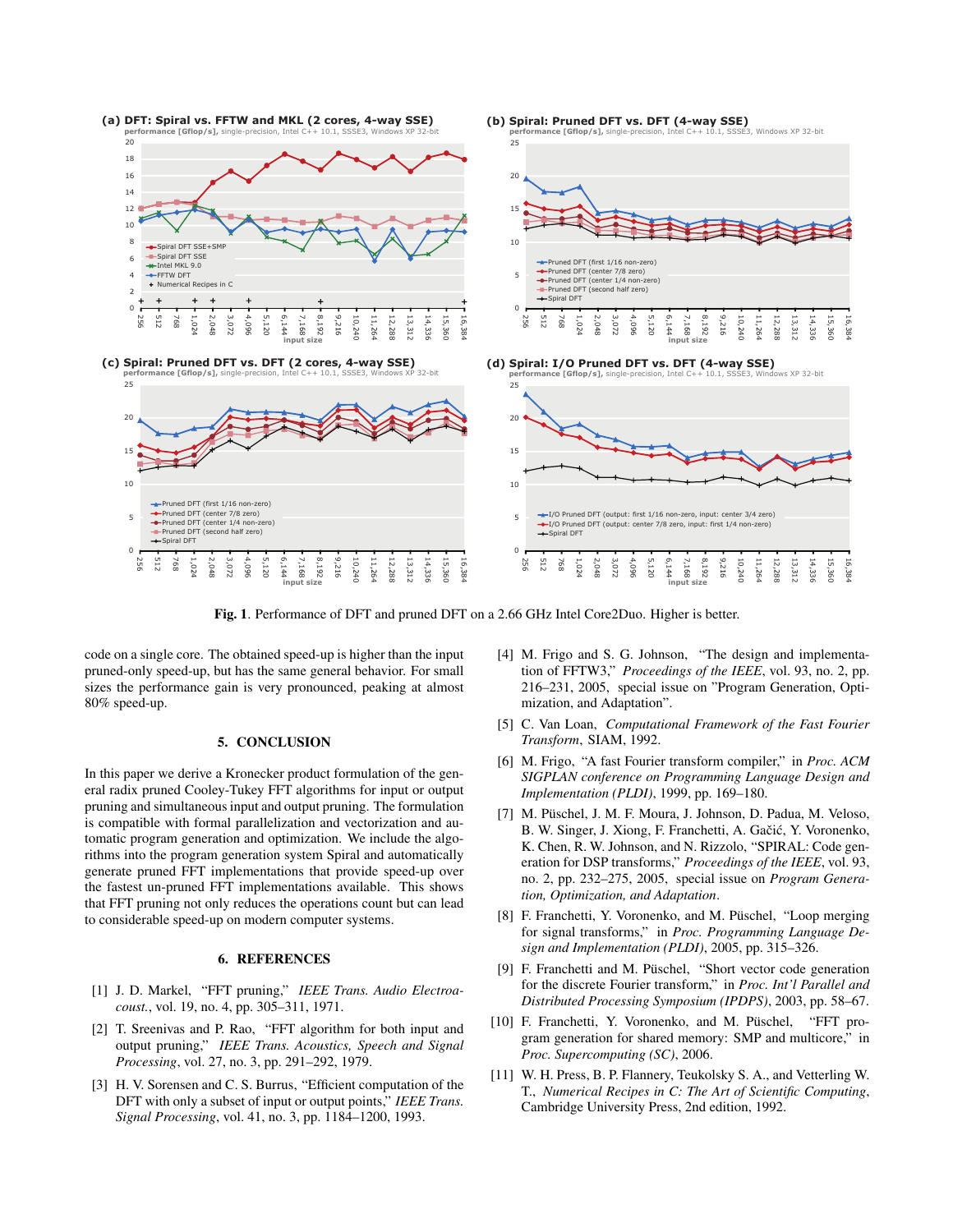**(a) DFT: Spiral vs. FFTW and MKL (2 cores, 4-way SSE)**
performance [Gflop/s], single-precision, Intel C++ 10.1, SSSE3, Windows XP 32-bit

20
18
16
14
12
10
8
6
4
2
0

Spiral DFT SSE+SMP
Spiral DFT SSE
Intel MKL 9.0
FFTW DFT
Numerical Recipes in C

256 512 768 1,024 2,048 3,072 4,096 5,120 6,144 7,168 8,192 9,216 10,240 11,264 12,288 13,312 14,336 15,360 16,384
input size

**(b) Spiral: Pruned DFT vs. DFT (4-way SSE)**
performance [Gflop/s], single-precision, Intel C++ 10.1, SSSE3, Windows XP 32-bit

25
20
15
10
5
0

Pruned DFT (first 1/16 non-zero)
Pruned DFT (center 7/8 zero)
Pruned DFT (center 1/4 non-zero)
Pruned DFT (second half zero)
Spiral DFT

256 512 768 1,024 2,048 3,072 4,096 5,120 6,144 7,168 8,192 9,216 10,240 11,264 12,288 13,312 14,336 15,360 16,384
input size

**(c) Spiral: Pruned DFT vs. DFT (2 cores, 4-way SSE)**
performance [Gflop/s], single-precision, Intel C++ 10.1, SSSE3, Windows XP 32-bit

25
20
15
10
5
0

Pruned DFT (first 1/16 non-zero)
Pruned DFT (center 7/8 zero)
Pruned DFT (center 1/4 non-zero)
Pruned DFT (second half zero)
Spiral DFT

256 512 768 1,024 2,048 3,072 4,096 5,120 6,144 7,168 8,192 9,216 10,240 11,264 12,288 13,312 14,336 15,360 16,384
input size

**(d) Spiral: I/O Pruned DFT vs. DFT (4-way SSE)**
performance [Gflop/s], single-precision, Intel C++ 10.1, SSSE3, Windows XP 32-bit

25
20
15
10
5
0

I/O Pruned DFT (output: first 1/16 non-zero, input: center 3/4 zero)
I/O Pruned DFT (output: center 7/8 zero, input: first 1/4 non-zero)
Spiral DFT

256 512 768 1,024 2,048 3,072 4,096 5,120 6,144 7,168 8,192 9,216 10,240 11,264 12,288 13,312 14,336 15,360 16,384
input size

**Fig. 1**. Performance of DFT and pruned DFT on a 2.66 GHz Intel Core2Duo. Higher is better.

code on a single core. The obtained speed-up is higher than the input pruned-only speed-up, but has the same general behavior. For small sizes the performance gain is very pronounced, peaking at almost 80% speed-up.

## 5. CONCLUSION

In this paper we derive a Kronecker product formulation of the general radix pruned Cooley-Tukey FFT algorithms for input or output pruning and simultaneous input and output pruning. The formulation is compatible with formal parallelization and vectorization and automatic program generation and optimization. We include the algorithms into the program generation system Spiral and automatically generate pruned FFT implementations that provide speed-up over the fastest un-pruned FFT implementations available. This shows that FFT pruning not only reduces the operations count but can lead to considerable speed-up on modern computer systems.

## 6. REFERENCES

[1] J. D. Markel, "FFT pruning," *IEEE Trans. Audio Electroacoust.*, vol. 19, no. 4, pp. 305–311, 1971.

[2] T. Sreenivas and P. Rao, "FFT algorithm for both input and output pruning," *IEEE Trans. Acoustics, Speech and Signal Processing*, vol. 27, no. 3, pp. 291–292, 1979.

[3] H. V. Sorensen and C. S. Burrus, "Efficient computation of the DFT with only a subset of input or output points," *IEEE Trans. Signal Processing*, vol. 41, no. 3, pp. 1184–1200, 1993.

[4] M. Frigo and S. G. Johnson, "The design and implementation of FFTW3," *Proceedings of the IEEE*, vol. 93, no. 2, pp. 216–231, 2005, special issue on "Program Generation, Optimization, and Adaptation".

[5] C. Van Loan, *Computational Framework of the Fast Fourier Transform*, SIAM, 1992.

[6] M. Frigo, "A fast Fourier transform compiler," in *Proc. ACM SIGPLAN conference on Programming Language Design and Implementation (PLDI)*, 1999, pp. 169–180.

[7] M. Püschel, J. M. F. Moura, J. Johnson, D. Padua, M. Veloso, B. W. Singer, J. Xiong, F. Franchetti, A. Gačić, Y. Voronenko, K. Chen, R. W. Johnson, and N. Rizzolo, "SPIRAL: Code generation for DSP transforms," *Proceedings of the IEEE*, vol. 93, no. 2, pp. 232–275, 2005, special issue on *Program Generation, Optimization, and Adaptation*.

[8] F. Franchetti, Y. Voronenko, and M. Püschel, "Loop merging for signal transforms," in *Proc. Programming Language Design and Implementation (PLDI)*, 2005, pp. 315–326.

[9] F. Franchetti and M. Püschel, "Short vector code generation for the discrete Fourier transform," in *Proc. Int'l Parallel and Distributed Processing Symposium (IPDPS)*, 2003, pp. 58–67.

[10] F. Franchetti, Y. Voronenko, and M. Püschel, "FFT program generation for shared memory: SMP and multicore," in *Proc. Supercomputing (SC)*, 2006.

[11] W. H. Press, B. P. Flannery, Teukolsky S. A., and Vetterling W. T., *Numerical Recipes in C: The Art of Scientific Computing*, Cambridge University Press, 2nd edition, 1992.